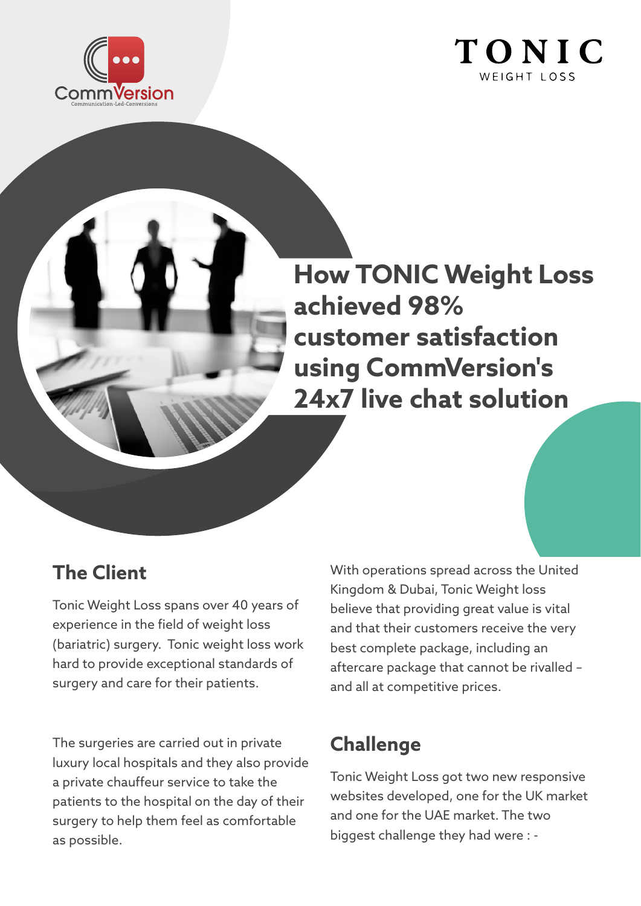CommVersion
Communication-Led-Conversions

TONIC
WEIGHT LOSS

# How TONIC Weight Loss achieved 98% customer satisfaction using CommVersion's 24x7 live chat solution

## The Client

Tonic Weight Loss spans over 40 years of experience in the field of weight loss (bariatric) surgery. Tonic weight loss work hard to provide exceptional standards of surgery and care for their patients.

The surgeries are carried out in private luxury local hospitals and they also provide a private chauffeur service to take the patients to the hospital on the day of their surgery to help them feel as comfortable as possible.

With operations spread across the United Kingdom & Dubai, Tonic Weight loss believe that providing great value is vital and that their customers receive the very best complete package, including an aftercare package that cannot be rivalled – and all at competitive prices.

## Challenge

Tonic Weight Loss got two new responsive websites developed, one for the UK market and one for the UAE market. The two biggest challenge they had were : -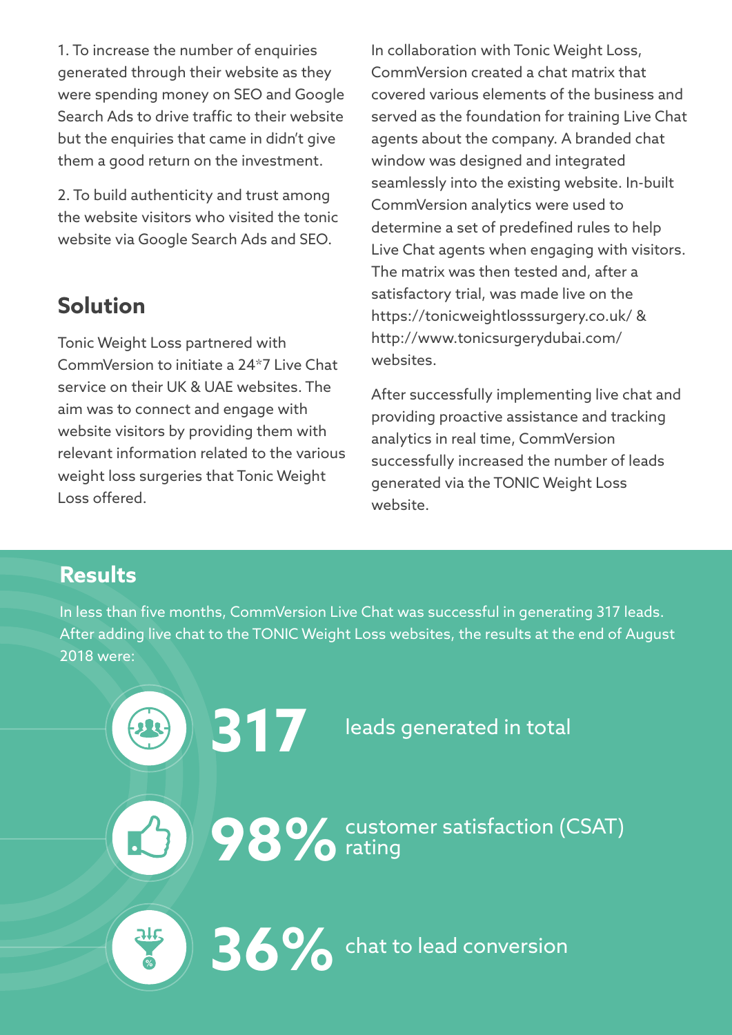1. To increase the number of enquiries generated through their website as they were spending money on SEO and Google Search Ads to drive traffic to their website but the enquiries that came in didn't give them a good return on the investment.

2. To build authenticity and trust among the website visitors who visited the tonic website via Google Search Ads and SEO.

## Solution

Tonic Weight Loss partnered with CommVersion to initiate a 24*7 Live Chat service on their UK & UAE websites. The aim was to connect and engage with website visitors by providing them with relevant information related to the various weight loss surgeries that Tonic Weight Loss offered.

In collaboration with Tonic Weight Loss, CommVersion created a chat matrix that covered various elements of the business and served as the foundation for training Live Chat agents about the company. A branded chat window was designed and integrated seamlessly into the existing website. In-built CommVersion analytics were used to determine a set of predefined rules to help Live Chat agents when engaging with visitors. The matrix was then tested and, after a satisfactory trial, was made live on the https://tonicweightlosssurgery.co.uk/ & http://www.tonicsurgerydubai.com/ websites.

After successfully implementing live chat and providing proactive assistance and tracking analytics in real time, CommVersion successfully increased the number of leads generated via the TONIC Weight Loss website.

## Results

In less than five months, CommVersion Live Chat was successful in generating 317 leads. After adding live chat to the TONIC Weight Loss websites, the results at the end of August 2018 were:

**317** leads generated in total

**98%** customer satisfaction (CSAT) rating

**36%** chat to lead conversion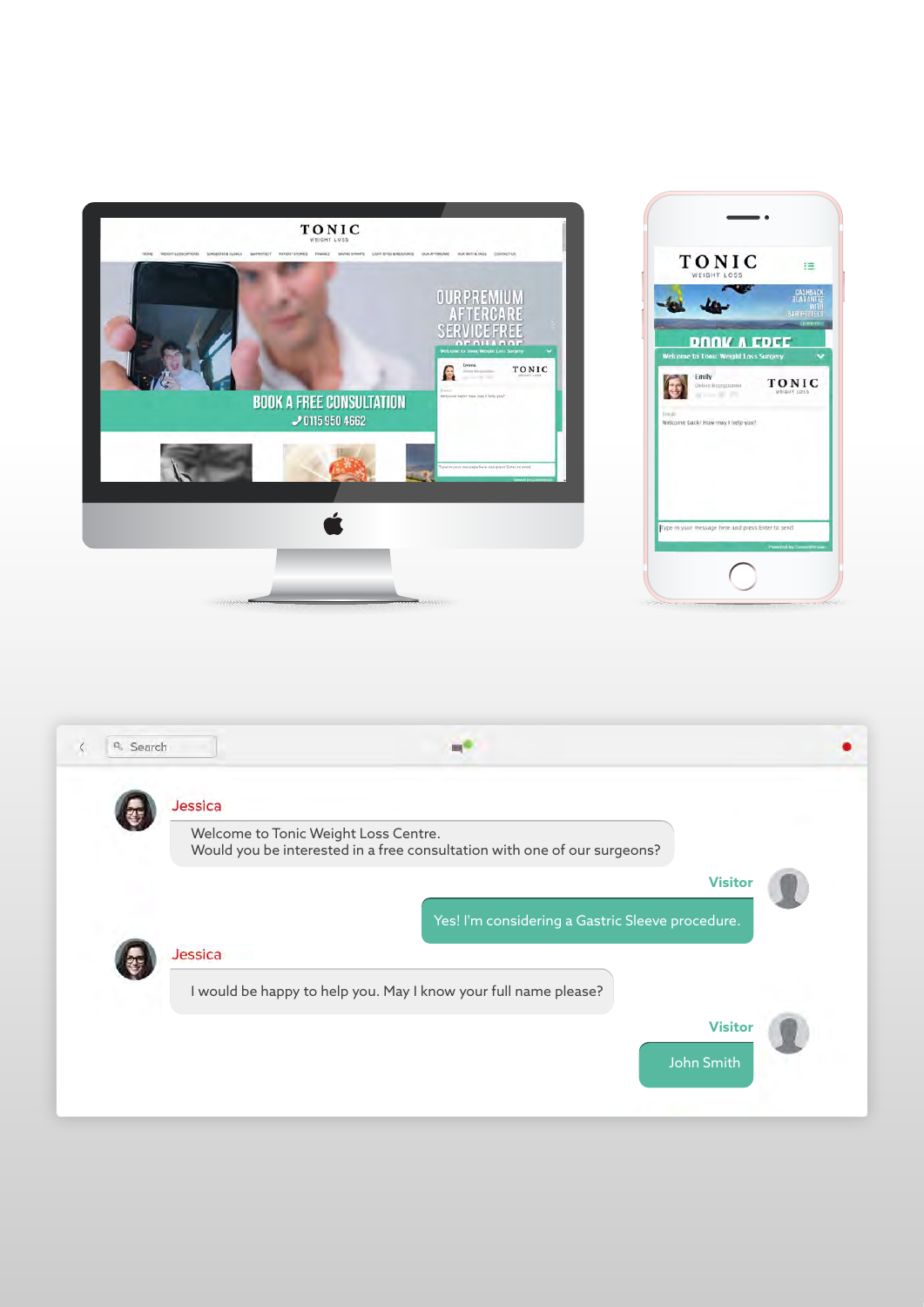Jessica

Welcome to Tonic Weight Loss Centre.
Would you be interested in a free consultation with one of our surgeons?

Visitor

Yes! I'm considering a Gastric Sleeve procedure.

Jessica

I would be happy to help you. May I know your full name please?

Visitor

John Smith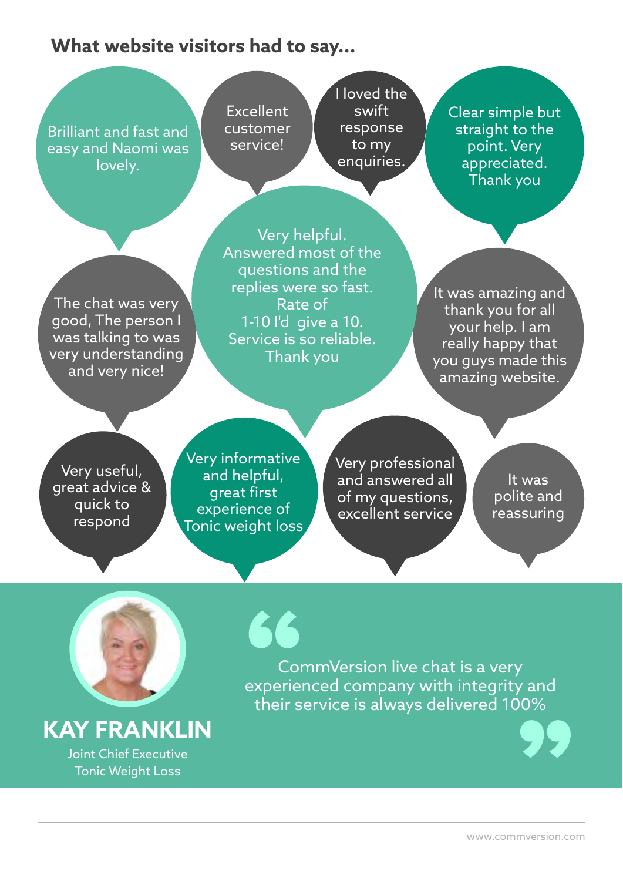## What website visitors had to say...

Brilliant and fast and easy and Naomi was lovely.

Excellent customer service!

I loved the swift response to my enquiries.

Clear simple but straight to the point. Very appreciated. Thank you

Very helpful. Answered most of the questions and the replies were so fast. Rate of 1-10 I'd give a 10. Service is so reliable. Thank you

The chat was very good, The person I was talking to was very understanding and very nice!

It was amazing and thank you for all your help. I am really happy that you guys made this amazing website.

Very useful, great advice & quick to respond

Very informative and helpful, great first experience of Tonic weight loss

Very professional and answered all of my questions, excellent service

It was polite and reassuring

**KAY FRANKLIN**

Joint Chief Executive
Tonic Weight Loss

> CommVersion live chat is a very experienced company with integrity and their service is always delivered 100%

www.commversion.com